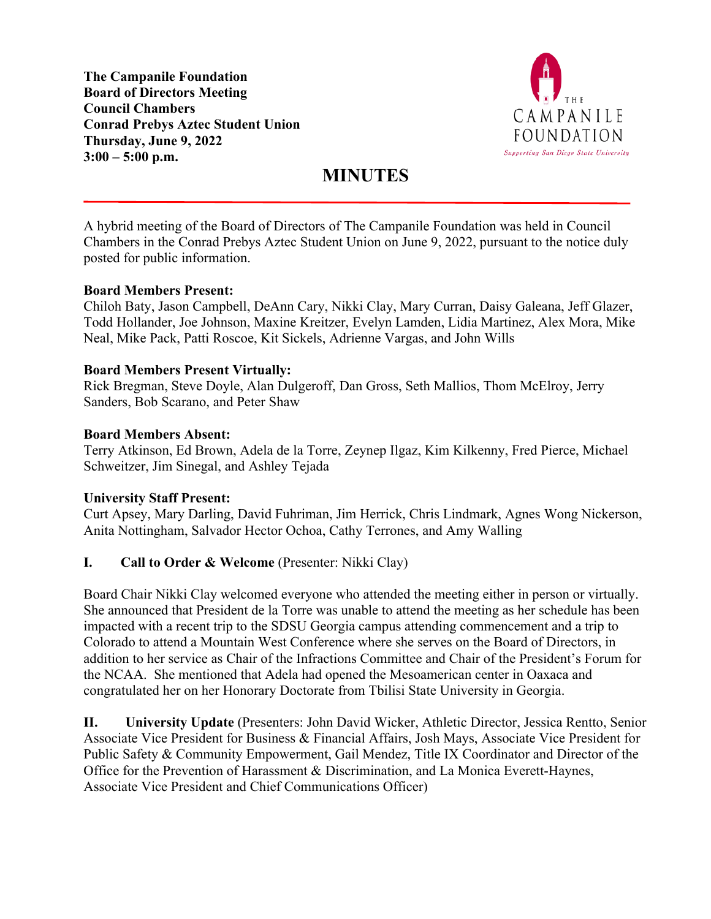**The Campanile Foundation**
**Board of Directors Meeting**
**Council Chambers**
**Conrad Prebys Aztec Student Union**
**Thursday, June 9, 2022**
**3:00 – 5:00 p.m.**

THE CAMPANILE FOUNDATION
*Supporting San Diego State University*

# MINUTES

A hybrid meeting of the Board of Directors of The Campanile Foundation was held in Council Chambers in the Conrad Prebys Aztec Student Union on June 9, 2022, pursuant to the notice duly posted for public information.

**Board Members Present:**
Chiloh Baty, Jason Campbell, DeAnn Cary, Nikki Clay, Mary Curran, Daisy Galeana, Jeff Glazer, Todd Hollander, Joe Johnson, Maxine Kreitzer, Evelyn Lamden, Lidia Martinez, Alex Mora, Mike Neal, Mike Pack, Patti Roscoe, Kit Sickels, Adrienne Vargas, and John Wills

**Board Members Present Virtually:**
Rick Bregman, Steve Doyle, Alan Dulgeroff, Dan Gross, Seth Mallios, Thom McElroy, Jerry Sanders, Bob Scarano, and Peter Shaw

**Board Members Absent:**
Terry Atkinson, Ed Brown, Adela de la Torre, Zeynep Ilgaz, Kim Kilkenny, Fred Pierce, Michael Schweitzer, Jim Sinegal, and Ashley Tejada

**University Staff Present:**
Curt Apsey, Mary Darling, David Fuhriman, Jim Herrick, Chris Lindmark, Agnes Wong Nickerson, Anita Nottingham, Salvador Hector Ochoa, Cathy Terrones, and Amy Walling

**I. Call to Order & Welcome** (Presenter: Nikki Clay)

Board Chair Nikki Clay welcomed everyone who attended the meeting either in person or virtually. She announced that President de la Torre was unable to attend the meeting as her schedule has been impacted with a recent trip to the SDSU Georgia campus attending commencement and a trip to Colorado to attend a Mountain West Conference where she serves on the Board of Directors, in addition to her service as Chair of the Infractions Committee and Chair of the President's Forum for the NCAA. She mentioned that Adela had opened the Mesoamerican center in Oaxaca and congratulated her on her Honorary Doctorate from Tbilisi State University in Georgia.

**II. University Update** (Presenters: John David Wicker, Athletic Director, Jessica Rentto, Senior Associate Vice President for Business & Financial Affairs, Josh Mays, Associate Vice President for Public Safety & Community Empowerment, Gail Mendez, Title IX Coordinator and Director of the Office for the Prevention of Harassment & Discrimination, and La Monica Everett-Haynes, Associate Vice President and Chief Communications Officer)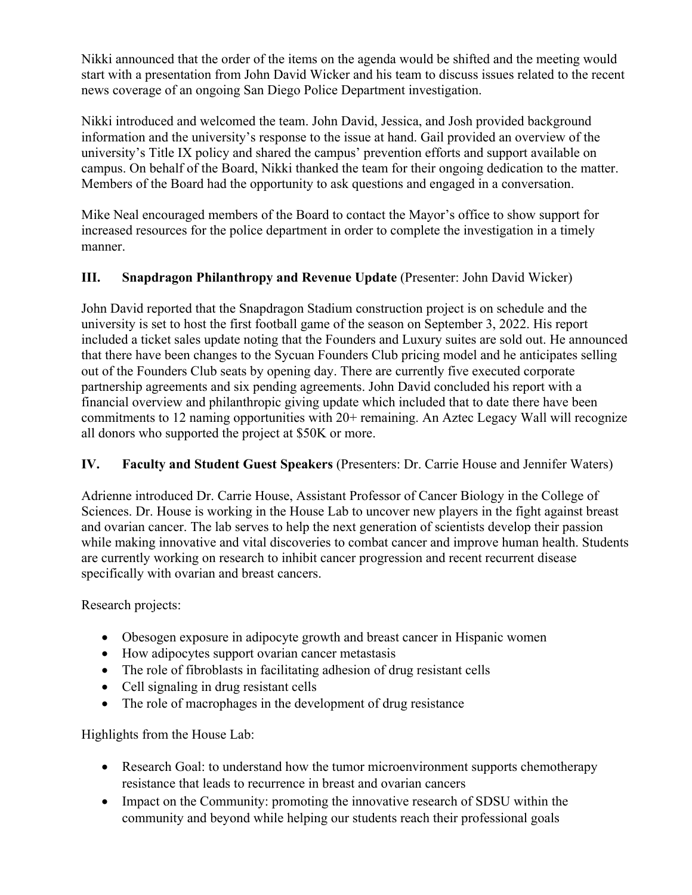Nikki announced that the order of the items on the agenda would be shifted and the meeting would start with a presentation from John David Wicker and his team to discuss issues related to the recent news coverage of an ongoing San Diego Police Department investigation.

Nikki introduced and welcomed the team. John David, Jessica, and Josh provided background information and the university's response to the issue at hand. Gail provided an overview of the university's Title IX policy and shared the campus' prevention efforts and support available on campus. On behalf of the Board, Nikki thanked the team for their ongoing dedication to the matter. Members of the Board had the opportunity to ask questions and engaged in a conversation.

Mike Neal encouraged members of the Board to contact the Mayor's office to show support for increased resources for the police department in order to complete the investigation in a timely manner.

## III. **Snapdragon Philanthropy and Revenue Update** (Presenter: John David Wicker)

John David reported that the Snapdragon Stadium construction project is on schedule and the university is set to host the first football game of the season on September 3, 2022. His report included a ticket sales update noting that the Founders and Luxury suites are sold out. He announced that there have been changes to the Sycuan Founders Club pricing model and he anticipates selling out of the Founders Club seats by opening day. There are currently five executed corporate partnership agreements and six pending agreements. John David concluded his report with a financial overview and philanthropic giving update which included that to date there have been commitments to 12 naming opportunities with 20+ remaining. An Aztec Legacy Wall will recognize all donors who supported the project at $50K or more.

## IV. **Faculty and Student Guest Speakers** (Presenters: Dr. Carrie House and Jennifer Waters)

Adrienne introduced Dr. Carrie House, Assistant Professor of Cancer Biology in the College of Sciences. Dr. House is working in the House Lab to uncover new players in the fight against breast and ovarian cancer. The lab serves to help the next generation of scientists develop their passion while making innovative and vital discoveries to combat cancer and improve human health. Students are currently working on research to inhibit cancer progression and recent recurrent disease specifically with ovarian and breast cancers.

Research projects:

- Obesogen exposure in adipocyte growth and breast cancer in Hispanic women
- How adipocytes support ovarian cancer metastasis
- The role of fibroblasts in facilitating adhesion of drug resistant cells
- Cell signaling in drug resistant cells
- The role of macrophages in the development of drug resistance

Highlights from the House Lab:

- Research Goal: to understand how the tumor microenvironment supports chemotherapy resistance that leads to recurrence in breast and ovarian cancers
- Impact on the Community: promoting the innovative research of SDSU within the community and beyond while helping our students reach their professional goals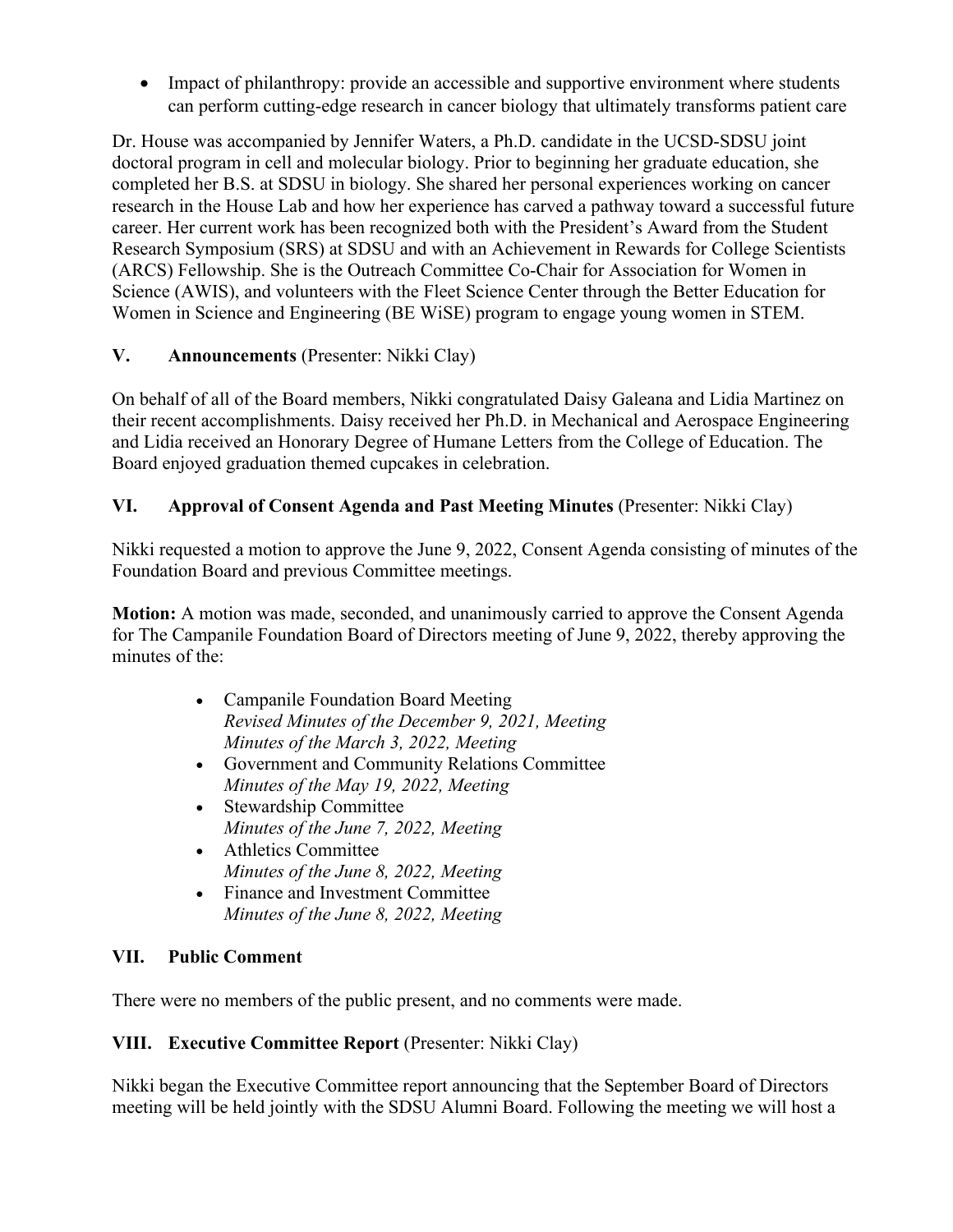- Impact of philanthropy: provide an accessible and supportive environment where students can perform cutting-edge research in cancer biology that ultimately transforms patient care

Dr. House was accompanied by Jennifer Waters, a Ph.D. candidate in the UCSD-SDSU joint doctoral program in cell and molecular biology. Prior to beginning her graduate education, she completed her B.S. at SDSU in biology. She shared her personal experiences working on cancer research in the House Lab and how her experience has carved a pathway toward a successful future career. Her current work has been recognized both with the President's Award from the Student Research Symposium (SRS) at SDSU and with an Achievement in Rewards for College Scientists (ARCS) Fellowship. She is the Outreach Committee Co-Chair for Association for Women in Science (AWIS), and volunteers with the Fleet Science Center through the Better Education for Women in Science and Engineering (BE WiSE) program to engage young women in STEM.

## V. Announcements (Presenter: Nikki Clay)

On behalf of all of the Board members, Nikki congratulated Daisy Galeana and Lidia Martinez on their recent accomplishments. Daisy received her Ph.D. in Mechanical and Aerospace Engineering and Lidia received an Honorary Degree of Humane Letters from the College of Education. The Board enjoyed graduation themed cupcakes in celebration.

## VI. Approval of Consent Agenda and Past Meeting Minutes (Presenter: Nikki Clay)

Nikki requested a motion to approve the June 9, 2022, Consent Agenda consisting of minutes of the Foundation Board and previous Committee meetings.

**Motion:** A motion was made, seconded, and unanimously carried to approve the Consent Agenda for The Campanile Foundation Board of Directors meeting of June 9, 2022, thereby approving the minutes of the:

- Campanile Foundation Board Meeting
  *Revised Minutes of the December 9, 2021, Meeting*
  *Minutes of the March 3, 2022, Meeting*
- Government and Community Relations Committee
  *Minutes of the May 19, 2022, Meeting*
- Stewardship Committee
  *Minutes of the June 7, 2022, Meeting*
- Athletics Committee
  *Minutes of the June 8, 2022, Meeting*
- Finance and Investment Committee
  *Minutes of the June 8, 2022, Meeting*

## VII. Public Comment

There were no members of the public present, and no comments were made.

## VIII. Executive Committee Report (Presenter: Nikki Clay)

Nikki began the Executive Committee report announcing that the September Board of Directors meeting will be held jointly with the SDSU Alumni Board. Following the meeting we will host a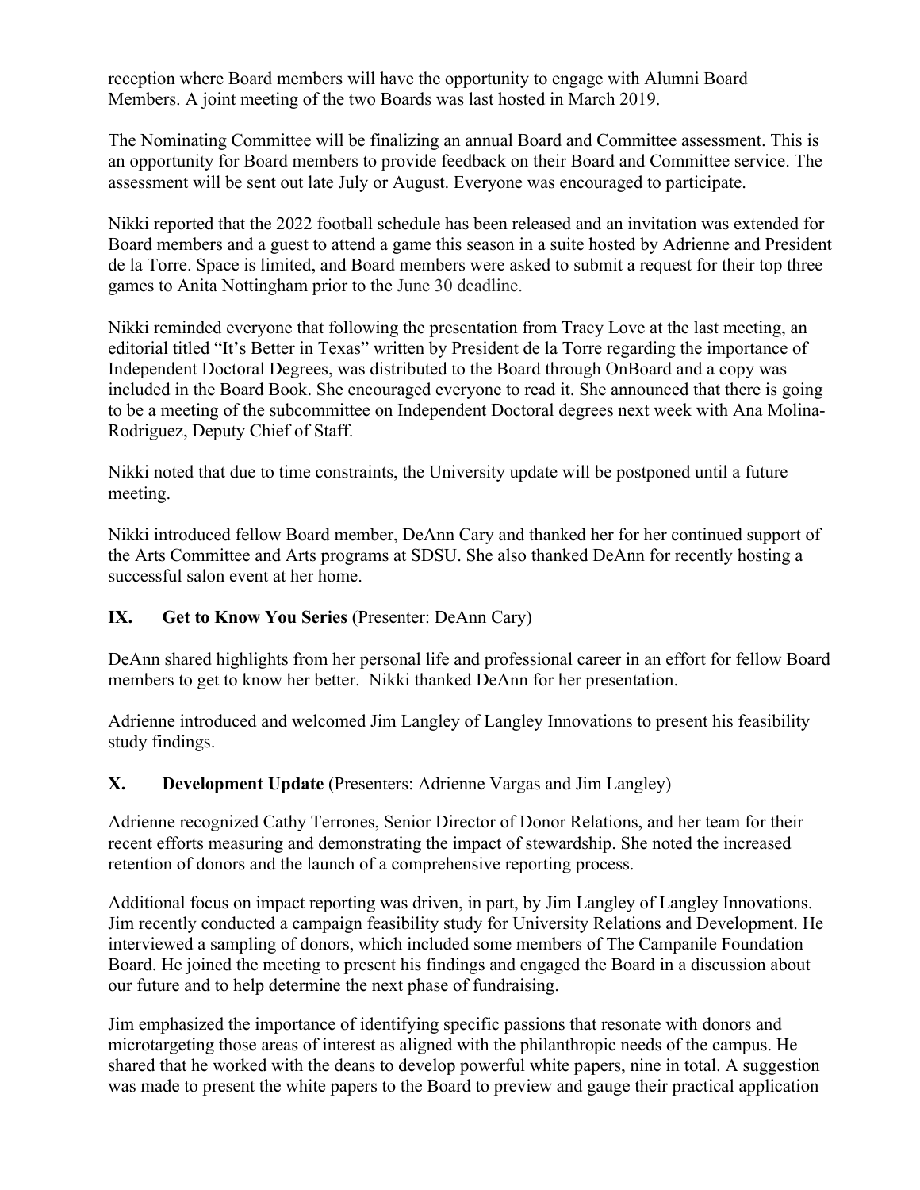reception where Board members will have the opportunity to engage with Alumni Board Members. A joint meeting of the two Boards was last hosted in March 2019.

The Nominating Committee will be finalizing an annual Board and Committee assessment. This is an opportunity for Board members to provide feedback on their Board and Committee service. The assessment will be sent out late July or August. Everyone was encouraged to participate.

Nikki reported that the 2022 football schedule has been released and an invitation was extended for Board members and a guest to attend a game this season in a suite hosted by Adrienne and President de la Torre. Space is limited, and Board members were asked to submit a request for their top three games to Anita Nottingham prior to the June 30 deadline.

Nikki reminded everyone that following the presentation from Tracy Love at the last meeting, an editorial titled "It's Better in Texas" written by President de la Torre regarding the importance of Independent Doctoral Degrees, was distributed to the Board through OnBoard and a copy was included in the Board Book. She encouraged everyone to read it. She announced that there is going to be a meeting of the subcommittee on Independent Doctoral degrees next week with Ana Molina-Rodriguez, Deputy Chief of Staff.

Nikki noted that due to time constraints, the University update will be postponed until a future meeting.

Nikki introduced fellow Board member, DeAnn Cary and thanked her for her continued support of the Arts Committee and Arts programs at SDSU. She also thanked DeAnn for recently hosting a successful salon event at her home.

## IX. Get to Know You Series (Presenter: DeAnn Cary)

DeAnn shared highlights from her personal life and professional career in an effort for fellow Board members to get to know her better. Nikki thanked DeAnn for her presentation.

Adrienne introduced and welcomed Jim Langley of Langley Innovations to present his feasibility study findings.

## X. Development Update (Presenters: Adrienne Vargas and Jim Langley)

Adrienne recognized Cathy Terrones, Senior Director of Donor Relations, and her team for their recent efforts measuring and demonstrating the impact of stewardship. She noted the increased retention of donors and the launch of a comprehensive reporting process.

Additional focus on impact reporting was driven, in part, by Jim Langley of Langley Innovations. Jim recently conducted a campaign feasibility study for University Relations and Development. He interviewed a sampling of donors, which included some members of The Campanile Foundation Board. He joined the meeting to present his findings and engaged the Board in a discussion about our future and to help determine the next phase of fundraising.

Jim emphasized the importance of identifying specific passions that resonate with donors and microtargeting those areas of interest as aligned with the philanthropic needs of the campus. He shared that he worked with the deans to develop powerful white papers, nine in total. A suggestion was made to present the white papers to the Board to preview and gauge their practical application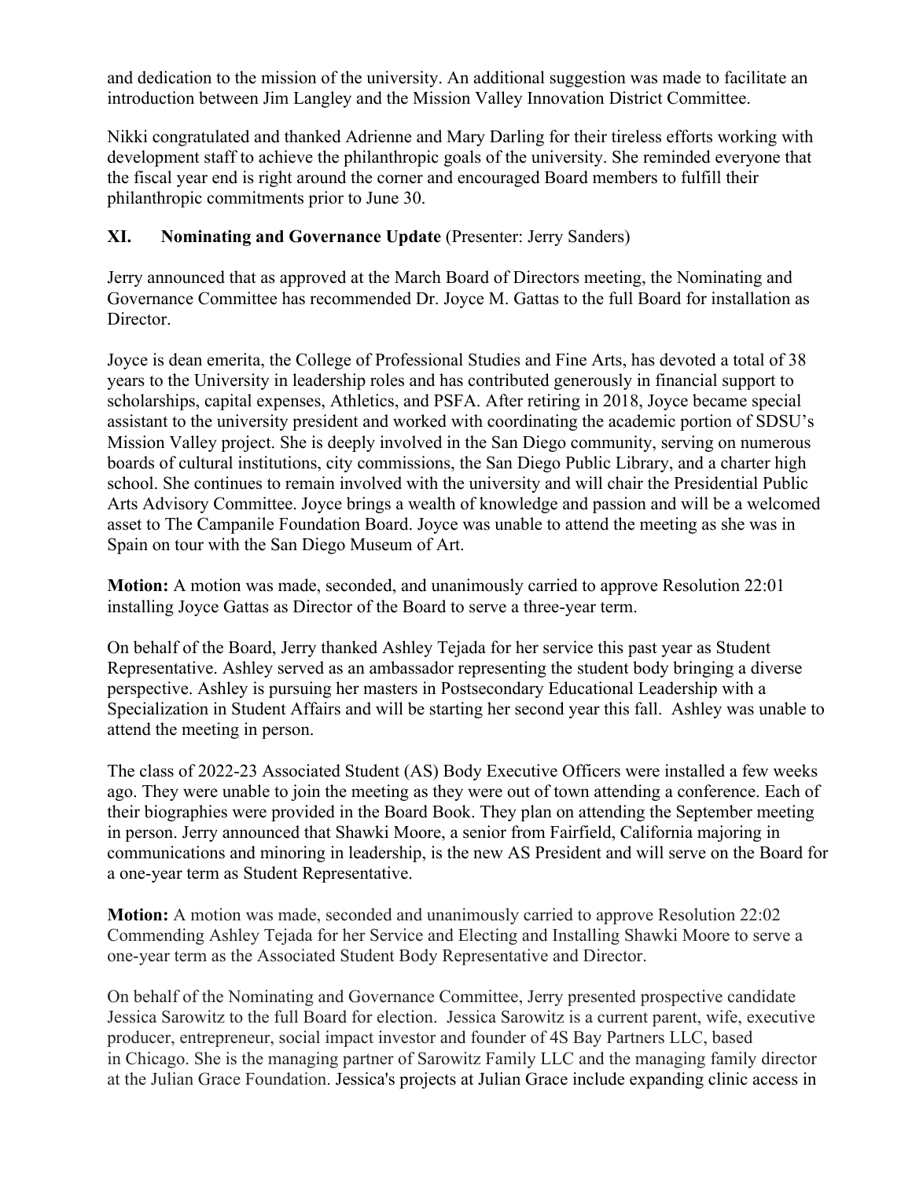and dedication to the mission of the university. An additional suggestion was made to facilitate an introduction between Jim Langley and the Mission Valley Innovation District Committee.

Nikki congratulated and thanked Adrienne and Mary Darling for their tireless efforts working with development staff to achieve the philanthropic goals of the university. She reminded everyone that the fiscal year end is right around the corner and encouraged Board members to fulfill their philanthropic commitments prior to June 30.

## XI. Nominating and Governance Update (Presenter: Jerry Sanders)

Jerry announced that as approved at the March Board of Directors meeting, the Nominating and Governance Committee has recommended Dr. Joyce M. Gattas to the full Board for installation as Director.

Joyce is dean emerita, the College of Professional Studies and Fine Arts, has devoted a total of 38 years to the University in leadership roles and has contributed generously in financial support to scholarships, capital expenses, Athletics, and PSFA. After retiring in 2018, Joyce became special assistant to the university president and worked with coordinating the academic portion of SDSU's Mission Valley project. She is deeply involved in the San Diego community, serving on numerous boards of cultural institutions, city commissions, the San Diego Public Library, and a charter high school. She continues to remain involved with the university and will chair the Presidential Public Arts Advisory Committee. Joyce brings a wealth of knowledge and passion and will be a welcomed asset to The Campanile Foundation Board. Joyce was unable to attend the meeting as she was in Spain on tour with the San Diego Museum of Art.

**Motion:** A motion was made, seconded, and unanimously carried to approve Resolution 22:01 installing Joyce Gattas as Director of the Board to serve a three-year term.

On behalf of the Board, Jerry thanked Ashley Tejada for her service this past year as Student Representative. Ashley served as an ambassador representing the student body bringing a diverse perspective. Ashley is pursuing her masters in Postsecondary Educational Leadership with a Specialization in Student Affairs and will be starting her second year this fall. Ashley was unable to attend the meeting in person.

The class of 2022-23 Associated Student (AS) Body Executive Officers were installed a few weeks ago. They were unable to join the meeting as they were out of town attending a conference. Each of their biographies were provided in the Board Book. They plan on attending the September meeting in person. Jerry announced that Shawki Moore, a senior from Fairfield, California majoring in communications and minoring in leadership, is the new AS President and will serve on the Board for a one-year term as Student Representative.

**Motion:** A motion was made, seconded and unanimously carried to approve Resolution 22:02 Commending Ashley Tejada for her Service and Electing and Installing Shawki Moore to serve a one-year term as the Associated Student Body Representative and Director.

On behalf of the Nominating and Governance Committee, Jerry presented prospective candidate Jessica Sarowitz to the full Board for election. Jessica Sarowitz is a current parent, wife, executive producer, entrepreneur, social impact investor and founder of 4S Bay Partners LLC, based in Chicago. She is the managing partner of Sarowitz Family LLC and the managing family director at the Julian Grace Foundation. Jessica's projects at Julian Grace include expanding clinic access in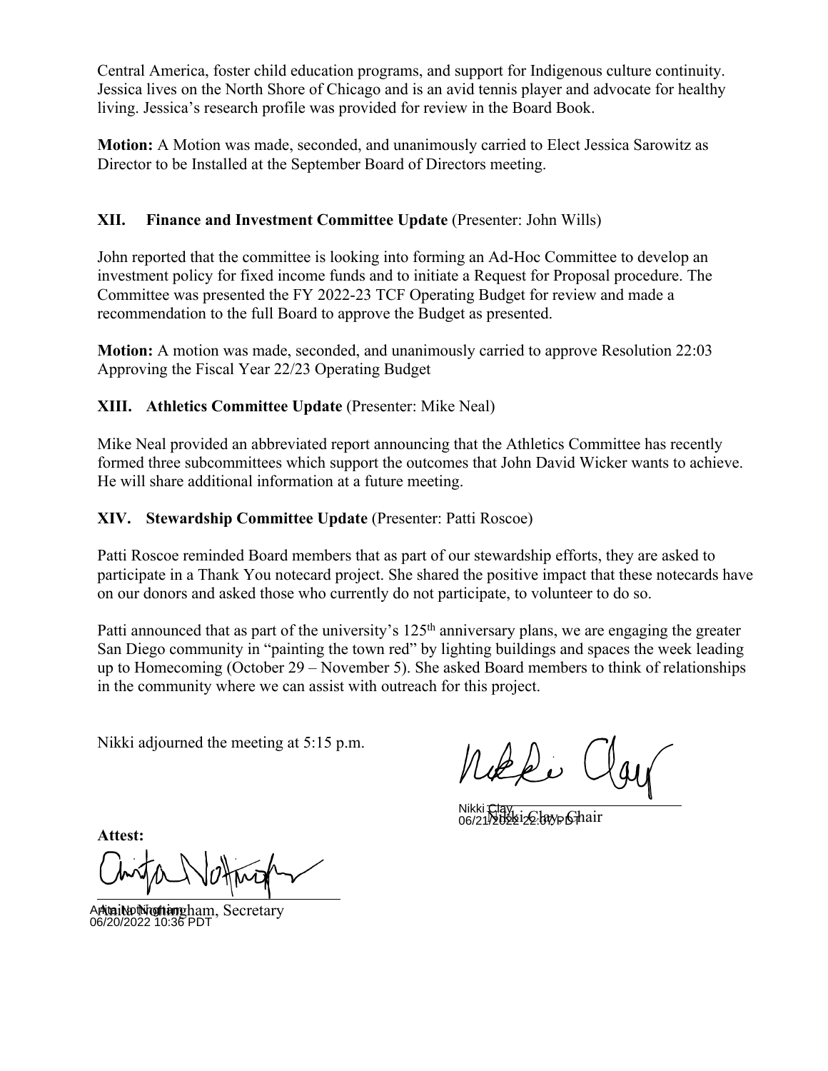Central America, foster child education programs, and support for Indigenous culture continuity. Jessica lives on the North Shore of Chicago and is an avid tennis player and advocate for healthy living. Jessica's research profile was provided for review in the Board Book.

**Motion:** A Motion was made, seconded, and unanimously carried to Elect Jessica Sarowitz as Director to be Installed at the September Board of Directors meeting.

## XII. Finance and Investment Committee Update (Presenter: John Wills)

John reported that the committee is looking into forming an Ad-Hoc Committee to develop an investment policy for fixed income funds and to initiate a Request for Proposal procedure. The Committee was presented the FY 2022-23 TCF Operating Budget for review and made a recommendation to the full Board to approve the Budget as presented.

**Motion:** A motion was made, seconded, and unanimously carried to approve Resolution 22:03 Approving the Fiscal Year 22/23 Operating Budget

## XIII. Athletics Committee Update (Presenter: Mike Neal)

Mike Neal provided an abbreviated report announcing that the Athletics Committee has recently formed three subcommittees which support the outcomes that John David Wicker wants to achieve. He will share additional information at a future meeting.

## XIV. Stewardship Committee Update (Presenter: Patti Roscoe)

Patti Roscoe reminded Board members that as part of our stewardship efforts, they are asked to participate in a Thank You notecard project. She shared the positive impact that these notecards have on our donors and asked those who currently do not participate, to volunteer to do so.

Patti announced that as part of the university's 125th anniversary plans, we are engaging the greater San Diego community in "painting the town red" by lighting buildings and spaces the week leading up to Homecoming (October 29 – November 5). She asked Board members to think of relationships in the community where we can assist with outreach for this project.

Nikki adjourned the meeting at 5:15 p.m.

Nikki Clay
06/21/2022 22:07 PDT
Nikki Clay, Chair

**Attest:**

Anita Nottingham
06/20/2022 10:36 PDT
Anita Nottingham, Secretary